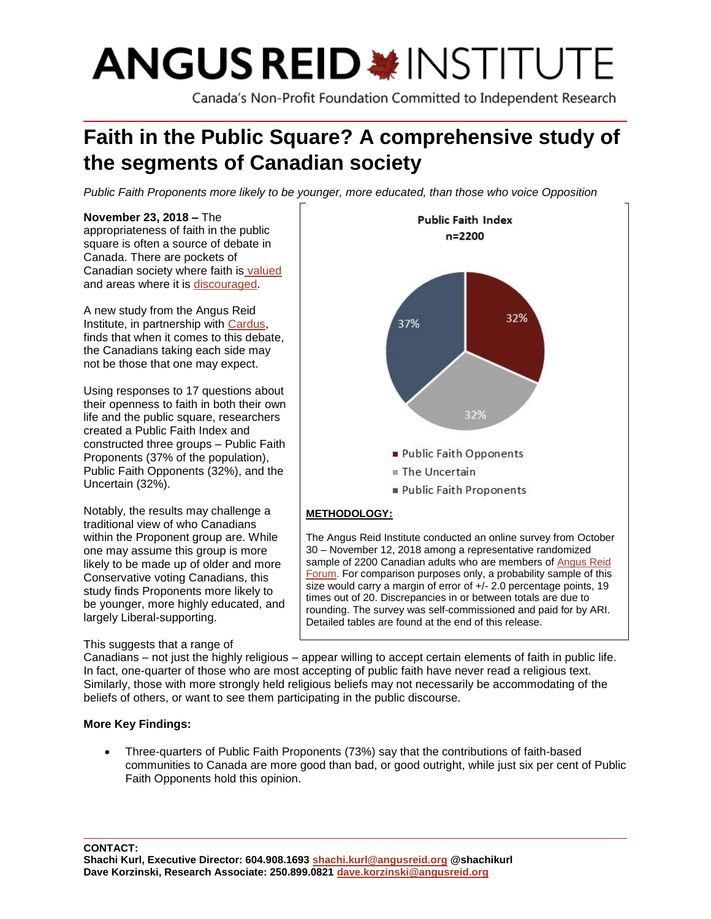# ANGUS REID INSTITUTE

Canada's Non-Profit Foundation Committed to Independent Research

## Faith in the Public Square? A comprehensive study of the segments of Canadian society

*Public Faith Proponents more likely to be younger, more educated, than those who voice Opposition*

**November 23, 2018 –** The appropriateness of faith in the public square is often a source of debate in Canada. There are pockets of Canadian society where faith is valued and areas where it is discouraged.

A new study from the Angus Reid Institute, in partnership with Cardus, finds that when it comes to this debate, the Canadians taking each side may not be those that one may expect.

Using responses to 17 questions about their openness to faith in both their own life and the public square, researchers created a Public Faith Index and constructed three groups – Public Faith Proponents (37% of the population), Public Faith Opponents (32%), and the Uncertain (32%).

Notably, the results may challenge a traditional view of who Canadians within the Proponent group are. While one may assume this group is more likely to be made up of older and more Conservative voting Canadians, this study finds Proponents more likely to be younger, more highly educated, and largely Liberal-supporting.

**Public Faith Index**
**n=2200**

| Group | % |
|---|---|
| Public Faith Opponents | 32% |
| The Uncertain | 32% |
| Public Faith Proponents | 37% |

**METHODOLOGY:**

The Angus Reid Institute conducted an online survey from October 30 – November 12, 2018 among a representative randomized sample of 2200 Canadian adults who are members of Angus Reid Forum. For comparison purposes only, a probability sample of this size would carry a margin of error of +/- 2.0 percentage points, 19 times out of 20. Discrepancies in or between totals are due to rounding. The survey was self-commissioned and paid for by ARI. Detailed tables are found at the end of this release.

This suggests that a range of Canadians – not just the highly religious – appear willing to accept certain elements of faith in public life. In fact, one-quarter of those who are most accepting of public faith have never read a religious text. Similarly, those with more strongly held religious beliefs may not necessarily be accommodating of the beliefs of others, or want to see them participating in the public discourse.

**More Key Findings:**

- Three-quarters of Public Faith Proponents (73%) say that the contributions of faith-based communities to Canada are more good than bad, or good outright, while just six per cent of Public Faith Opponents hold this opinion.

**CONTACT:**
**Shachi Kurl, Executive Director: 604.908.1693 shachi.kurl@angusreid.org @shachikurl**
**Dave Korzinski, Research Associate: 250.899.0821 dave.korzinski@angusreid.org**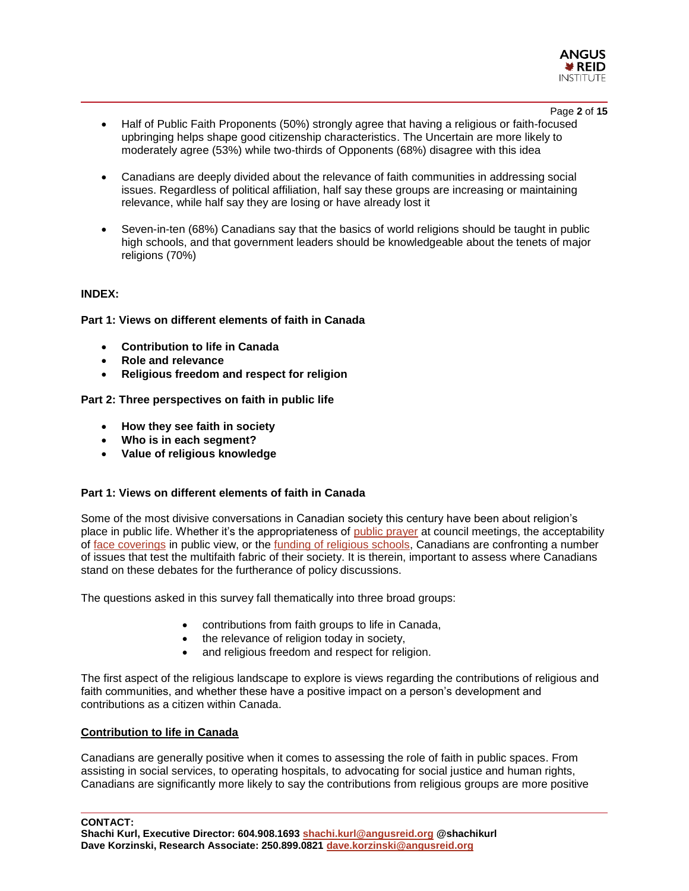- Half of Public Faith Proponents (50%) strongly agree that having a religious or faith-focused upbringing helps shape good citizenship characteristics. The Uncertain are more likely to moderately agree (53%) while two-thirds of Opponents (68%) disagree with this idea

- Canadians are deeply divided about the relevance of faith communities in addressing social issues. Regardless of political affiliation, half say these groups are increasing or maintaining relevance, while half say they are losing or have already lost it

- Seven-in-ten (68%) Canadians say that the basics of world religions should be taught in public high schools, and that government leaders should be knowledgeable about the tenets of major religions (70%)

**INDEX:**

**Part 1: Views on different elements of faith in Canada**

- **Contribution to life in Canada**
- **Role and relevance**
- **Religious freedom and respect for religion**

**Part 2: Three perspectives on faith in public life**

- **How they see faith in society**
- **Who is in each segment?**
- **Value of religious knowledge**

**Part 1: Views on different elements of faith in Canada**

Some of the most divisive conversations in Canadian society this century have been about religion's place in public life. Whether it's the appropriateness of public prayer at council meetings, the acceptability of face coverings in public view, or the funding of religious schools, Canadians are confronting a number of issues that test the multifaith fabric of their society. It is therein, important to assess where Canadians stand on these debates for the furtherance of policy discussions.

The questions asked in this survey fall thematically into three broad groups:

- contributions from faith groups to life in Canada,
- the relevance of religion today in society,
- and religious freedom and respect for religion.

The first aspect of the religious landscape to explore is views regarding the contributions of religious and faith communities, and whether these have a positive impact on a person's development and contributions as a citizen within Canada.

**Contribution to life in Canada**

Canadians are generally positive when it comes to assessing the role of faith in public spaces. From assisting in social services, to operating hospitals, to advocating for social justice and human rights, Canadians are significantly more likely to say the contributions from religious groups are more positive

**CONTACT:**
**Shachi Kurl, Executive Director: 604.908.1693 shachi.kurl@angusreid.org @shachikurl**
**Dave Korzinski, Research Associate: 250.899.0821 dave.korzinski@angusreid.org**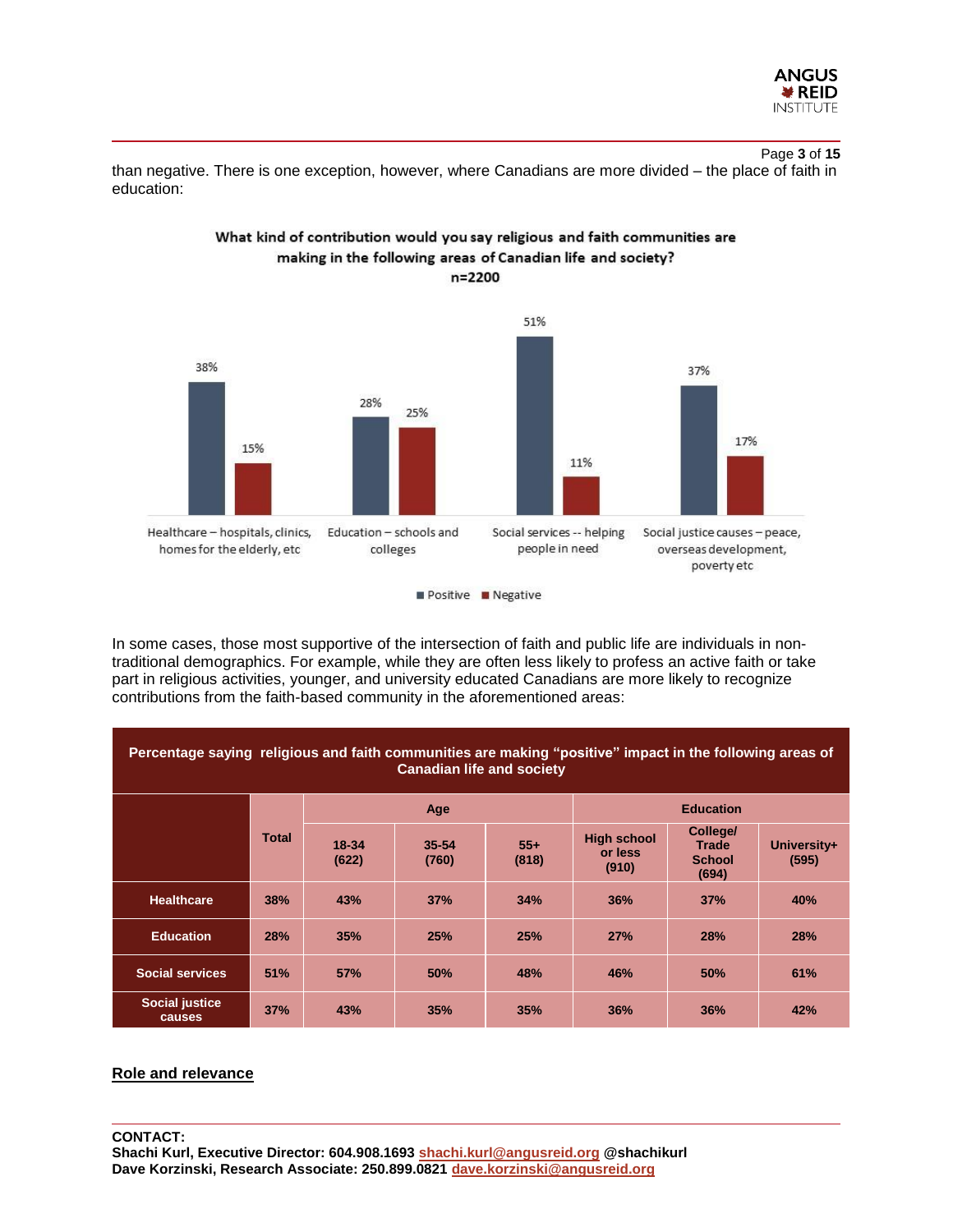than negative. There is one exception, however, where Canadians are more divided – the place of faith in education:

**What kind of contribution would you say religious and faith communities are making in the following areas of Canadian life and society?**
**n=2200**

| | Positive | Negative |
|---|---|---|
| Healthcare – hospitals, clinics, homes for the elderly, etc | 38% | 15% |
| Education – schools and colleges | 28% | 25% |
| Social services -- helping people in need | 51% | 11% |
| Social justice causes – peace, overseas development, poverty etc | 37% | 17% |

In some cases, those most supportive of the intersection of faith and public life are individuals in non-traditional demographics. For example, while they are often less likely to profess an active faith or take part in religious activities, younger, and university educated Canadians are more likely to recognize contributions from the faith-based community in the aforementioned areas:

**Percentage saying religious and faith communities are making "positive" impact in the following areas of Canadian life and society**

| | Total | Age | | | Education | | |
|---|---|---|---|---|---|---|---|
| | | 18-34 (622) | 35-54 (760) | 55+ (818) | High school or less (910) | College/ Trade School (694) | University+ (595) |
| **Healthcare** | 38% | 43% | 37% | 34% | 36% | 37% | 40% |
| **Education** | 28% | 35% | 25% | 25% | 27% | 28% | 28% |
| **Social services** | 51% | 57% | 50% | 48% | 46% | 50% | 61% |
| **Social justice causes** | 37% | 43% | 35% | 35% | 36% | 36% | 42% |

## Role and relevance

**CONTACT:**
**Shachi Kurl, Executive Director: 604.908.1693 shachi.kurl@angusreid.org @shachikurl**
**Dave Korzinski, Research Associate: 250.899.0821 dave.korzinski@angusreid.org**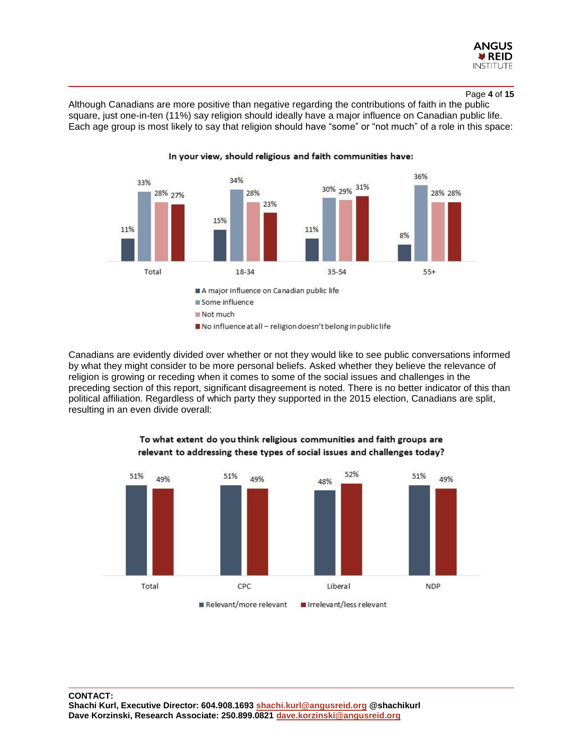Although Canadians are more positive than negative regarding the contributions of faith in the public square, just one-in-ten (11%) say religion should ideally have a major influence on Canadian public life. Each age group is most likely to say that religion should have "some" or "not much" of a role in this space:

**In your view, should religious and faith communities have:**

| | Total | 18-34 | 35-54 | 55+ |
|---|---|---|---|---|
| A major influence on Canadian public life | 11% | 15% | 11% | 8% |
| Some influence | 33% | 34% | 30% | 36% |
| Not much | 28% | 28% | 29% | 28% |
| No influence at all – religion doesn't belong in public life | 27% | 23% | 31% | 28% |

Canadians are evidently divided over whether or not they would like to see public conversations informed by what they might consider to be more personal beliefs. Asked whether they believe the relevance of religion is growing or receding when it comes to some of the social issues and challenges in the preceding section of this report, significant disagreement is noted. There is no better indicator of this than political affiliation. Regardless of which party they supported in the 2015 election, Canadians are split, resulting in an even divide overall:

**To what extent do you think religious communities and faith groups are relevant to addressing these types of social issues and challenges today?**

| | Total | CPC | Liberal | NDP |
|---|---|---|---|---|
| Relevant/more relevant | 51% | 51% | 48% | 51% |
| Irrelevant/less relevant | 49% | 49% | 52% | 49% |

**CONTACT:**
**Shachi Kurl, Executive Director: 604.908.1693 shachi.kurl@angusreid.org @shachikurl**
**Dave Korzinski, Research Associate: 250.899.0821 dave.korzinski@angusreid.org**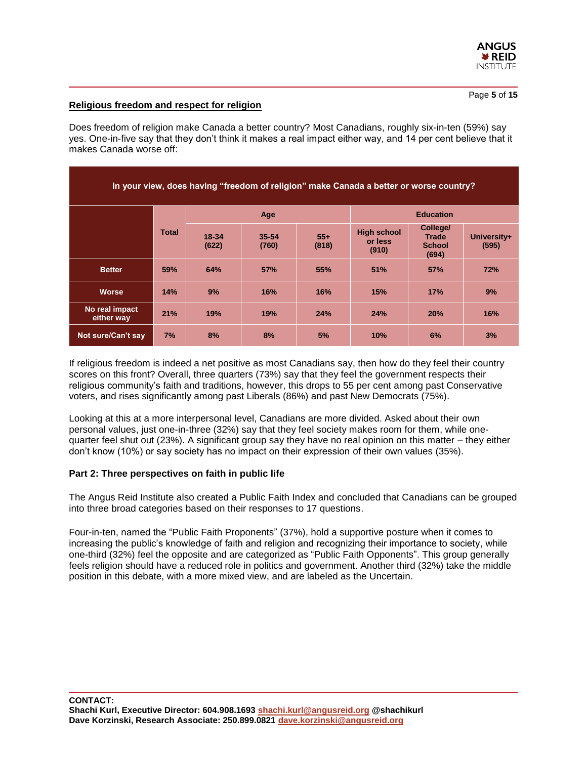## Religious freedom and respect for religion

Does freedom of religion make Canada a better country? Most Canadians, roughly six-in-ten (59%) say yes. One-in-five say that they don't think it makes a real impact either way, and 14 per cent believe that it makes Canada worse off:

**In your view, does having "freedom of religion" make Canada a better or worse country?**

| | Total | Age | | | Education | | |
|---|---|---|---|---|---|---|---|
| | | 18-34 (622) | 35-54 (760) | 55+ (818) | High school or less (910) | College/ Trade School (694) | University+ (595) |
| **Better** | 59% | 64% | 57% | 55% | 51% | 57% | 72% |
| **Worse** | 14% | 9% | 16% | 16% | 15% | 17% | 9% |
| **No real impact either way** | 21% | 19% | 19% | 24% | 24% | 20% | 16% |
| **Not sure/Can't say** | 7% | 8% | 8% | 5% | 10% | 6% | 3% |

If religious freedom is indeed a net positive as most Canadians say, then how do they feel their country scores on this front? Overall, three quarters (73%) say that they feel the government respects their religious community's faith and traditions, however, this drops to 55 per cent among past Conservative voters, and rises significantly among past Liberals (86%) and past New Democrats (75%).

Looking at this at a more interpersonal level, Canadians are more divided. Asked about their own personal values, just one-in-three (32%) say that they feel society makes room for them, while one-quarter feel shut out (23%). A significant group say they have no real opinion on this matter – they either don't know (10%) or say society has no impact on their expression of their own values (35%).

### Part 2: Three perspectives on faith in public life

The Angus Reid Institute also created a Public Faith Index and concluded that Canadians can be grouped into three broad categories based on their responses to 17 questions.

Four-in-ten, named the "Public Faith Proponents" (37%), hold a supportive posture when it comes to increasing the public's knowledge of faith and religion and recognizing their importance to society, while one-third (32%) feel the opposite and are categorized as "Public Faith Opponents". This group generally feels religion should have a reduced role in politics and government. Another third (32%) take the middle position in this debate, with a more mixed view, and are labeled as the Uncertain.

**CONTACT:**
**Shachi Kurl, Executive Director: 604.908.1693 shachi.kurl@angusreid.org @shachikurl**
**Dave Korzinski, Research Associate: 250.899.0821 dave.korzinski@angusreid.org**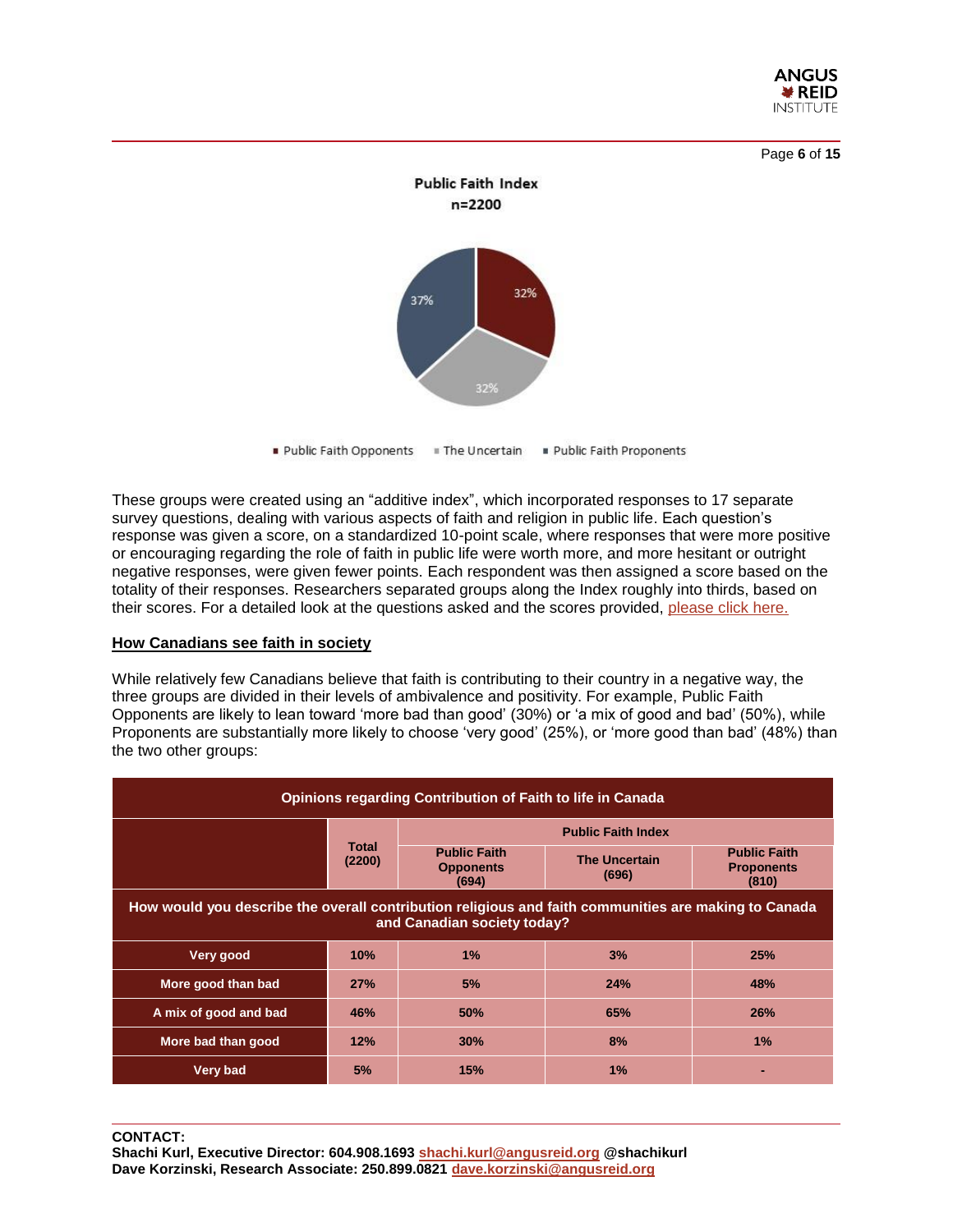**Public Faith Index**
**n=2200**

- Public Faith Opponents: 32%
- The Uncertain: 32%
- Public Faith Proponents: 37%

These groups were created using an "additive index", which incorporated responses to 17 separate survey questions, dealing with various aspects of faith and religion in public life. Each question's response was given a score, on a standardized 10-point scale, where responses that were more positive or encouraging regarding the role of faith in public life were worth more, and more hesitant or outright negative responses, were given fewer points. Each respondent was then assigned a score based on the totality of their responses. Researchers separated groups along the Index roughly into thirds, based on their scores. For a detailed look at the questions asked and the scores provided, please click here.

## How Canadians see faith in society

While relatively few Canadians believe that faith is contributing to their country in a negative way, the three groups are divided in their levels of ambivalence and positivity. For example, Public Faith Opponents are likely to lean toward 'more bad than good' (30%) or 'a mix of good and bad' (50%), while Proponents are substantially more likely to choose 'very good' (25%), or 'more good than bad' (48%) than the two other groups:

**Opinions regarding Contribution of Faith to life in Canada**

| | Total (2200) | Public Faith Index | | |
|---|---|---|---|---|
| | | Public Faith Opponents (694) | The Uncertain (696) | Public Faith Proponents (810) |
| **How would you describe the overall contribution religious and faith communities are making to Canada and Canadian society today?** | | | | |
| Very good | 10% | 1% | 3% | 25% |
| More good than bad | 27% | 5% | 24% | 48% |
| A mix of good and bad | 46% | 50% | 65% | 26% |
| More bad than good | 12% | 30% | 8% | 1% |
| Very bad | 5% | 15% | 1% | - |

**CONTACT:**
**Shachi Kurl, Executive Director: 604.908.1693 shachi.kurl@angusreid.org @shachikurl**
**Dave Korzinski, Research Associate: 250.899.0821 dave.korzinski@angusreid.org**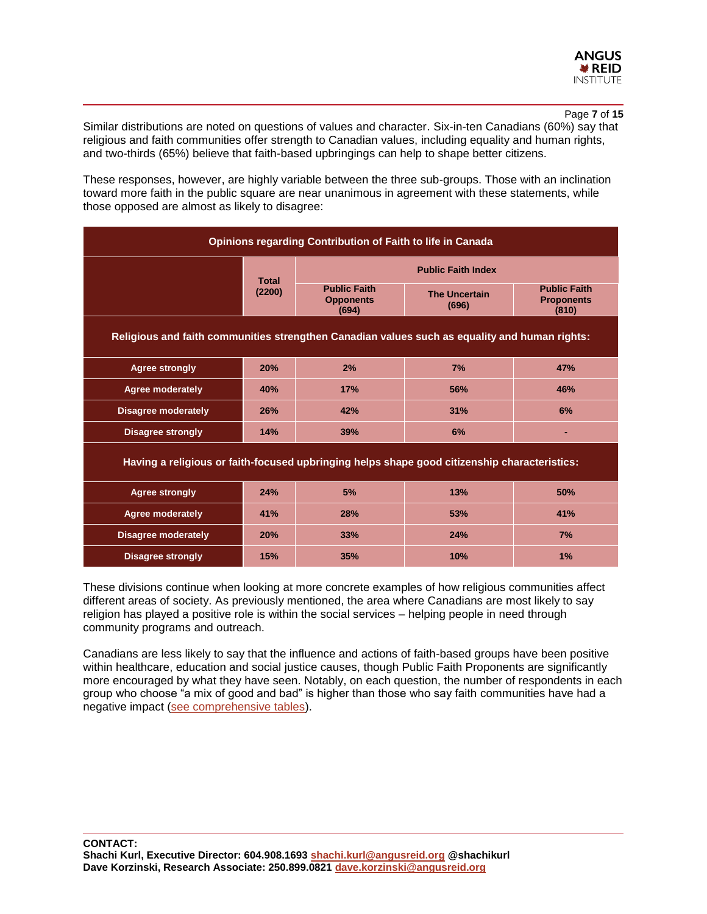Similar distributions are noted on questions of values and character. Six-in-ten Canadians (60%) say that religious and faith communities offer strength to Canadian values, including equality and human rights, and two-thirds (65%) believe that faith-based upbringings can help to shape better citizens.

These responses, however, are highly variable between the three sub-groups. Those with an inclination toward more faith in the public square are near unanimous in agreement with these statements, while those opposed are almost as likely to disagree:

**Opinions regarding Contribution of Faith to life in Canada**

| | Total (2200) | Public Faith Index | | |
|---|---|---|---|---|
| | | Public Faith Opponents (694) | The Uncertain (696) | Public Faith Proponents (810) |
| **Religious and faith communities strengthen Canadian values such as equality and human rights:** | | | | |
| Agree strongly | 20% | 2% | 7% | 47% |
| Agree moderately | 40% | 17% | 56% | 46% |
| Disagree moderately | 26% | 42% | 31% | 6% |
| Disagree strongly | 14% | 39% | 6% | - |
| **Having a religious or faith-focused upbringing helps shape good citizenship characteristics:** | | | | |
| Agree strongly | 24% | 5% | 13% | 50% |
| Agree moderately | 41% | 28% | 53% | 41% |
| Disagree moderately | 20% | 33% | 24% | 7% |
| Disagree strongly | 15% | 35% | 10% | 1% |

These divisions continue when looking at more concrete examples of how religious communities affect different areas of society. As previously mentioned, the area where Canadians are most likely to say religion has played a positive role is within the social services – helping people in need through community programs and outreach.

Canadians are less likely to say that the influence and actions of faith-based groups have been positive within healthcare, education and social justice causes, though Public Faith Proponents are significantly more encouraged by what they have seen. Notably, on each question, the number of respondents in each group who choose "a mix of good and bad" is higher than those who say faith communities have had a negative impact (see comprehensive tables).

**CONTACT:**
**Shachi Kurl, Executive Director: 604.908.1693 shachi.kurl@angusreid.org @shachikurl**
**Dave Korzinski, Research Associate: 250.899.0821 dave.korzinski@angusreid.org**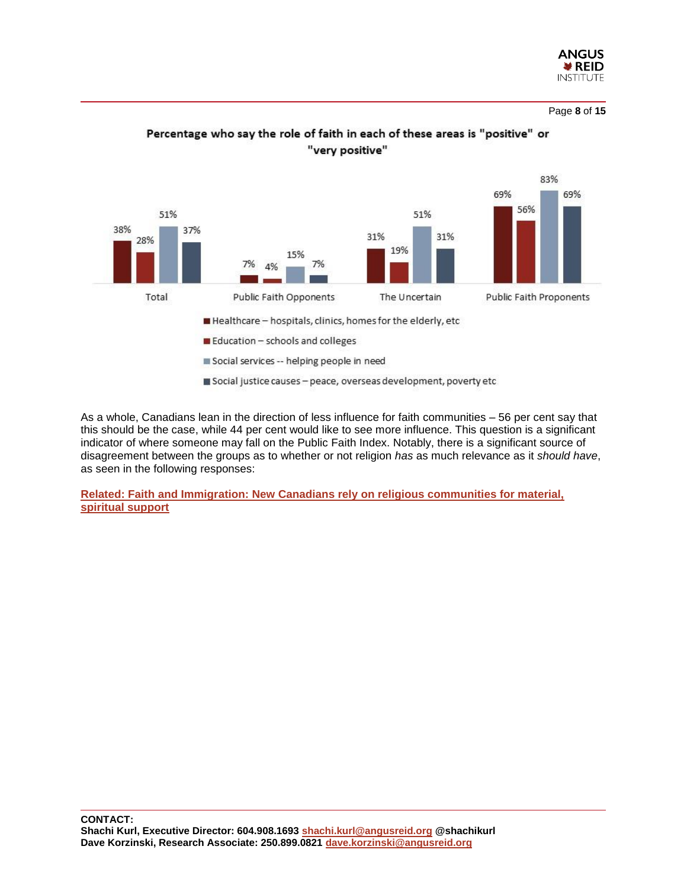**Percentage who say the role of faith in each of these areas is "positive" or "very positive"**

| | Total | Public Faith Opponents | The Uncertain | Public Faith Proponents |
|---|---|---|---|---|
| Healthcare – hospitals, clinics, homes for the elderly, etc | 38% | 7% | 31% | 69% |
| Education – schools and colleges | 28% | 4% | 19% | 56% |
| Social services -- helping people in need | 51% | 15% | 51% | 83% |
| Social justice causes – peace, overseas development, poverty etc | 37% | 7% | 31% | 69% |

As a whole, Canadians lean in the direction of less influence for faith communities – 56 per cent say that this should be the case, while 44 per cent would like to see more influence. This question is a significant indicator of where someone may fall on the Public Faith Index. Notably, there is a significant source of disagreement between the groups as to whether or not religion *has* as much relevance as it *should have*, as seen in the following responses:

**Related: Faith and Immigration: New Canadians rely on religious communities for material, spiritual support**

**CONTACT:**
**Shachi Kurl, Executive Director: 604.908.1693 shachi.kurl@angusreid.org @shachikurl**
**Dave Korzinski, Research Associate: 250.899.0821 dave.korzinski@angusreid.org**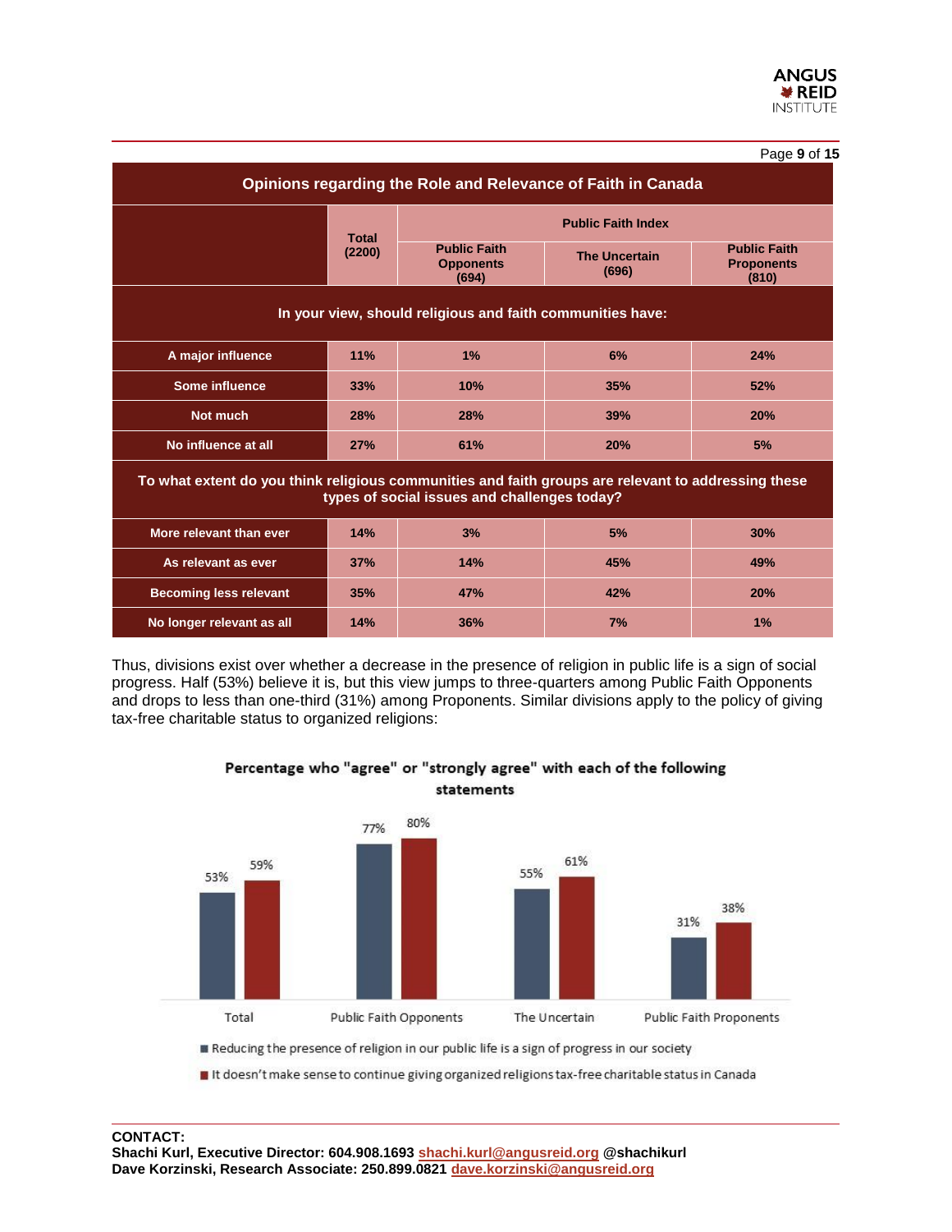| Opinions regarding the Role and Relevance of Faith in Canada | | | | |
|---|---|---|---|---|
| | Total (2200) | Public Faith Index | | |
| | | Public Faith Opponents (694) | The Uncertain (696) | Public Faith Proponents (810) |
| **In your view, should religious and faith communities have:** | | | | |
| A major influence | 11% | 1% | 6% | 24% |
| Some influence | 33% | 10% | 35% | 52% |
| Not much | 28% | 28% | 39% | 20% |
| No influence at all | 27% | 61% | 20% | 5% |
| **To what extent do you think religious communities and faith groups are relevant to addressing these types of social issues and challenges today?** | | | | |
| More relevant than ever | 14% | 3% | 5% | 30% |
| As relevant as ever | 37% | 14% | 45% | 49% |
| Becoming less relevant | 35% | 47% | 42% | 20% |
| No longer relevant as all | 14% | 36% | 7% | 1% |

Thus, divisions exist over whether a decrease in the presence of religion in public life is a sign of social progress. Half (53%) believe it is, but this view jumps to three-quarters among Public Faith Opponents and drops to less than one-third (31%) among Proponents. Similar divisions apply to the policy of giving tax-free charitable status to organized religions:

**Percentage who "agree" or "strongly agree" with each of the following statements**

| | Total | Public Faith Opponents | The Uncertain | Public Faith Proponents |
|---|---|---|---|---|
| Reducing the presence of religion in our public life is a sign of progress in our society | 53% | 77% | 55% | 31% |
| It doesn't make sense to continue giving organized religions tax-free charitable status in Canada | 59% | 80% | 61% | 38% |

**CONTACT:**
**Shachi Kurl, Executive Director: 604.908.1693 shachi.kurl@angusreid.org @shachikurl**
**Dave Korzinski, Research Associate: 250.899.0821 dave.korzinski@angusreid.org**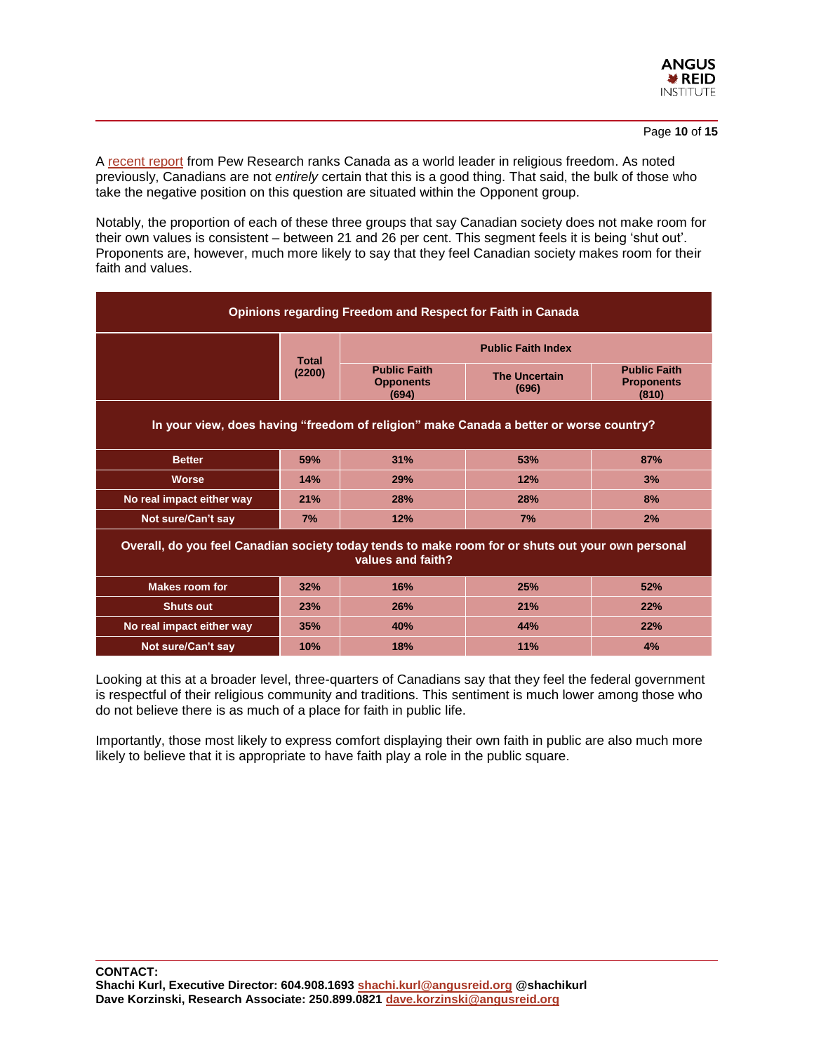A [recent report](#) from Pew Research ranks Canada as a world leader in religious freedom. As noted previously, Canadians are not *entirely* certain that this is a good thing. That said, the bulk of those who take the negative position on this question are situated within the Opponent group.

Notably, the proportion of each of these three groups that say Canadian society does not make room for their own values is consistent – between 21 and 26 per cent. This segment feels it is being 'shut out'. Proponents are, however, much more likely to say that they feel Canadian society makes room for their faith and values.

**Opinions regarding Freedom and Respect for Faith in Canada**

| | Total (2200) | Public Faith Index | | |
|---|---|---|---|---|
| | | Public Faith Opponents (694) | The Uncertain (696) | Public Faith Proponents (810) |
| **In your view, does having "freedom of religion" make Canada a better or worse country?** | | | | |
| Better | 59% | 31% | 53% | 87% |
| Worse | 14% | 29% | 12% | 3% |
| No real impact either way | 21% | 28% | 28% | 8% |
| Not sure/Can't say | 7% | 12% | 7% | 2% |
| **Overall, do you feel Canadian society today tends to make room for or shuts out your own personal values and faith?** | | | | |
| Makes room for | 32% | 16% | 25% | 52% |
| Shuts out | 23% | 26% | 21% | 22% |
| No real impact either way | 35% | 40% | 44% | 22% |
| Not sure/Can't say | 10% | 18% | 11% | 4% |

Looking at this at a broader level, three-quarters of Canadians say that they feel the federal government is respectful of their religious community and traditions. This sentiment is much lower among those who do not believe there is as much of a place for faith in public life.

Importantly, those most likely to express comfort displaying their own faith in public are also much more likely to believe that it is appropriate to have faith play a role in the public square.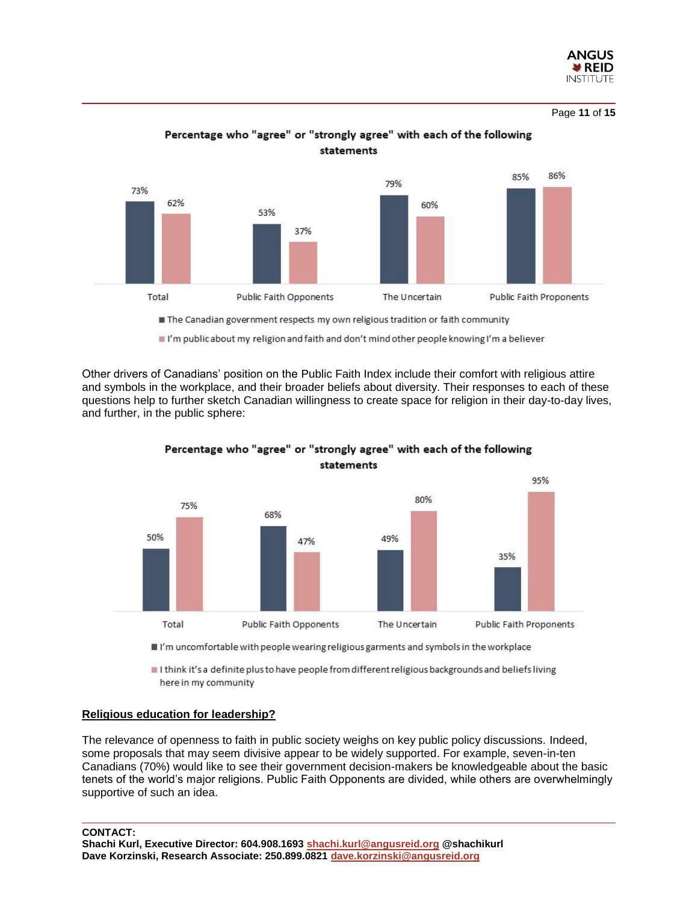**Percentage who "agree" or "strongly agree" with each of the following statements**

| | Total | Public Faith Opponents | The Uncertain | Public Faith Proponents |
|---|---|---|---|---|
| The Canadian government respects my own religious tradition or faith community | 73% | 53% | 79% | 85% |
| I'm public about my religion and faith and don't mind other people knowing I'm a believer | 62% | 37% | 60% | 86% |

Other drivers of Canadians' position on the Public Faith Index include their comfort with religious attire and symbols in the workplace, and their broader beliefs about diversity. Their responses to each of these questions help to further sketch Canadian willingness to create space for religion in their day-to-day lives, and further, in the public sphere:

**Percentage who "agree" or "strongly agree" with each of the following statements**

| | Total | Public Faith Opponents | The Uncertain | Public Faith Proponents |
|---|---|---|---|---|
| I'm uncomfortable with people wearing religious garments and symbols in the workplace | 50% | 68% | 49% | 35% |
| I think it's a definite plus to have people from different religious backgrounds and beliefs living here in my community | 75% | 47% | 80% | 95% |

## Religious education for leadership?

The relevance of openness to faith in public society weighs on key public policy discussions. Indeed, some proposals that may seem divisive appear to be widely supported. For example, seven-in-ten Canadians (70%) would like to see their government decision-makers be knowledgeable about the basic tenets of the world's major religions. Public Faith Opponents are divided, while others are overwhelmingly supportive of such an idea.

**CONTACT:**
**Shachi Kurl, Executive Director: 604.908.1693 shachi.kurl@angusreid.org @shachikurl**
**Dave Korzinski, Research Associate: 250.899.0821 dave.korzinski@angusreid.org**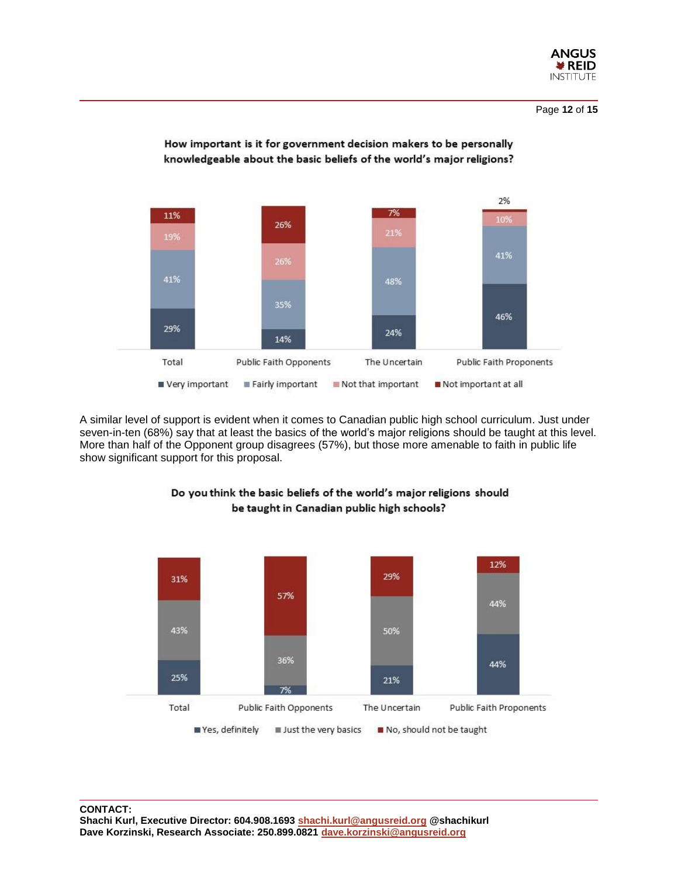**How important is it for government decision makers to be personally knowledgeable about the basic beliefs of the world's major religions?**

| | Very important | Fairly important | Not that important | Not important at all |
|---|---|---|---|---|
| Total | 29% | 41% | 19% | 11% |
| Public Faith Opponents | 14% | 35% | 26% | 26% |
| The Uncertain | 24% | 48% | 21% | 7% |
| Public Faith Proponents | 46% | 41% | 10% | 2% |

A similar level of support is evident when it comes to Canadian public high school curriculum. Just under seven-in-ten (68%) say that at least the basics of the world's major religions should be taught at this level. More than half of the Opponent group disagrees (57%), but those more amenable to faith in public life show significant support for this proposal.

**Do you think the basic beliefs of the world's major religions should be taught in Canadian public high schools?**

| | Yes, definitely | Just the very basics | No, should not be taught |
|---|---|---|---|
| Total | 25% | 43% | 31% |
| Public Faith Opponents | 7% | 36% | 57% |
| The Uncertain | 21% | 50% | 29% |
| Public Faith Proponents | 44% | 44% | 12% |

**CONTACT:**
**Shachi Kurl, Executive Director: 604.908.1693 shachi.kurl@angusreid.org @shachikurl**
**Dave Korzinski, Research Associate: 250.899.0821 dave.korzinski@angusreid.org**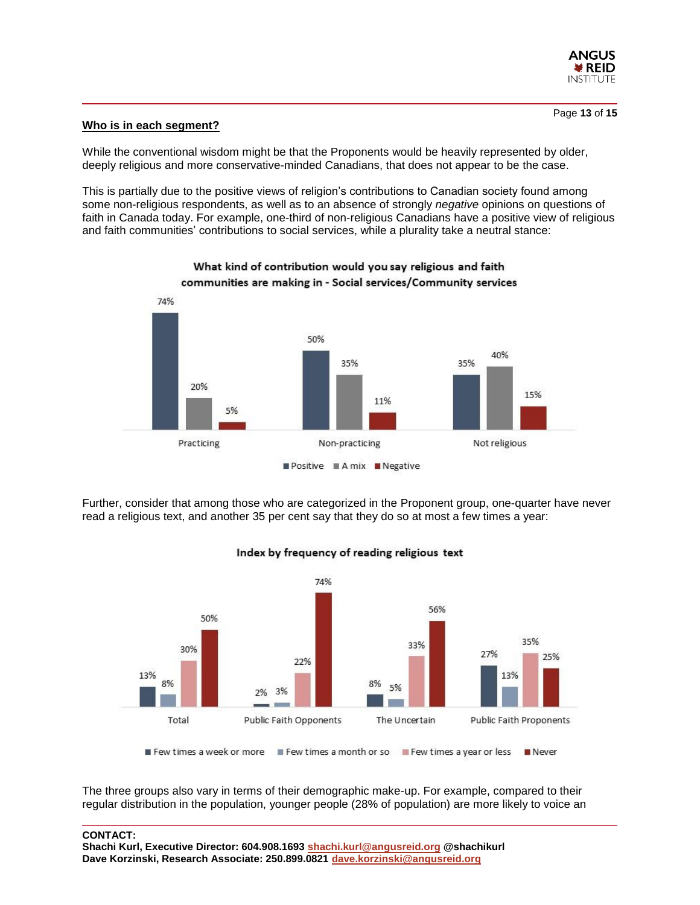**Who is in each segment?**

While the conventional wisdom might be that the Proponents would be heavily represented by older, deeply religious and more conservative-minded Canadians, that does not appear to be the case.

This is partially due to the positive views of religion's contributions to Canadian society found among some non-religious respondents, as well as to an absence of strongly *negative* opinions on questions of faith in Canada today. For example, one-third of non-religious Canadians have a positive view of religious and faith communities' contributions to social services, while a plurality take a neutral stance:

**What kind of contribution would you say religious and faith communities are making in - Social services/Community services**

| | Positive | A mix | Negative |
|---|---|---|---|
| Practicing | 74% | 20% | 5% |
| Non-practicing | 50% | 35% | 11% |
| Not religious | 35% | 40% | 15% |

Further, consider that among those who are categorized in the Proponent group, one-quarter have never read a religious text, and another 35 per cent say that they do so at most a few times a year:

**Index by frequency of reading religious text**

| | Few times a week or more | Few times a month or so | Few times a year or less | Never |
|---|---|---|---|---|
| Total | 13% | 8% | 30% | 50% |
| Public Faith Opponents | 2% | 3% | 22% | 74% |
| The Uncertain | 8% | 5% | 33% | 56% |
| Public Faith Proponents | 27% | 13% | 35% | 25% |

The three groups also vary in terms of their demographic make-up. For example, compared to their regular distribution in the population, younger people (28% of population) are more likely to voice an

**CONTACT:**
**Shachi Kurl, Executive Director: 604.908.1693 shachi.kurl@angusreid.org @shachikurl**
**Dave Korzinski, Research Associate: 250.899.0821 dave.korzinski@angusreid.org**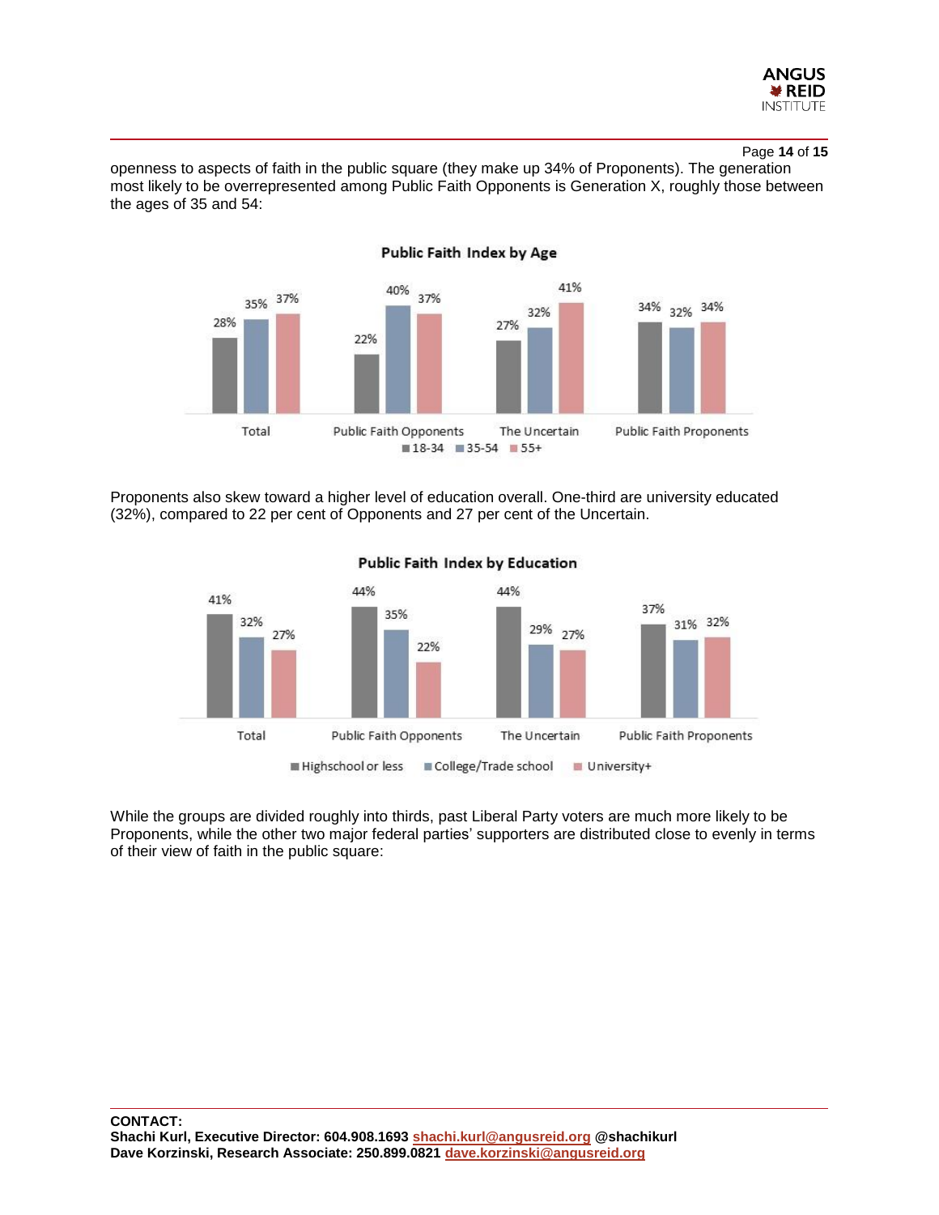openness to aspects of faith in the public square (they make up 34% of Proponents). The generation most likely to be overrepresented among Public Faith Opponents is Generation X, roughly those between the ages of 35 and 54:

**Public Faith Index by Age**

| | 18-34 | 35-54 | 55+ |
|---|---|---|---|
| Total | 28% | 35% | 37% |
| Public Faith Opponents | 22% | 40% | 37% |
| The Uncertain | 27% | 32% | 41% |
| Public Faith Proponents | 34% | 32% | 34% |

Proponents also skew toward a higher level of education overall. One-third are university educated (32%), compared to 22 per cent of Opponents and 27 per cent of the Uncertain.

**Public Faith Index by Education**

| | Highschool or less | College/Trade school | University+ |
|---|---|---|---|
| Total | 41% | 32% | 27% |
| Public Faith Opponents | 44% | 35% | 22% |
| The Uncertain | 44% | 29% | 27% |
| Public Faith Proponents | 37% | 31% | 32% |

While the groups are divided roughly into thirds, past Liberal Party voters are much more likely to be Proponents, while the other two major federal parties' supporters are distributed close to evenly in terms of their view of faith in the public square:

**CONTACT:**
**Shachi Kurl, Executive Director: 604.908.1693 shachi.kurl@angusreid.org @shachikurl**
**Dave Korzinski, Research Associate: 250.899.0821 dave.korzinski@angusreid.org**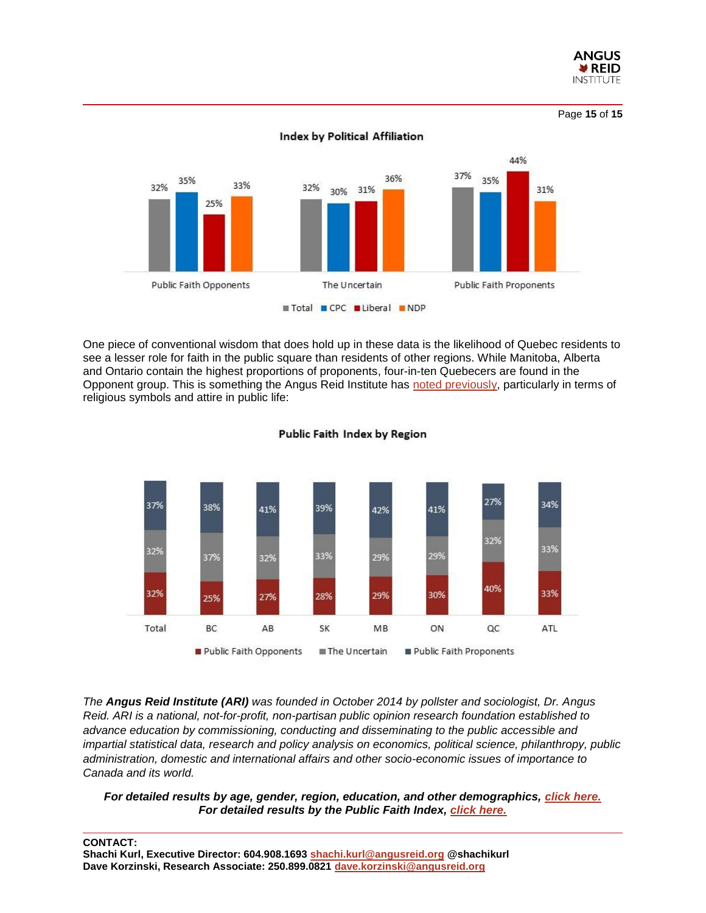**Index by Political Affiliation**

32% 35% 25% 33%

Public Faith Opponents

32% 30% 31% 36%

The Uncertain

37% 35% 44% 31%

Public Faith Proponents

Total CPC Liberal NDP

One piece of conventional wisdom that does hold up in these data is the likelihood of Quebec residents to see a lesser role for faith in the public square than residents of other regions. While Manitoba, Alberta and Ontario contain the highest proportions of proponents, four-in-ten Quebecers are found in the Opponent group. This is something the Angus Reid Institute has noted previously, particularly in terms of religious symbols and attire in public life:

**Public Faith Index by Region**

Total: 37% 32% 32%

BC: 38% 37% 25%

AB: 41% 32% 27%

SK: 39% 33% 28%

MB: 42% 29% 29%

ON: 41% 29% 30%

QC: 27% 32% 40%

ATL: 34% 33% 33%

Public Faith Opponents The Uncertain Public Faith Proponents

*The **Angus Reid Institute (ARI)** was founded in October 2014 by pollster and sociologist, Dr. Angus Reid. ARI is a national, not-for-profit, non-partisan public opinion research foundation established to advance education by commissioning, conducting and disseminating to the public accessible and impartial statistical data, research and policy analysis on economics, political science, philanthropy, public administration, domestic and international affairs and other socio-economic issues of importance to Canada and its world.*

***For detailed results by age, gender, region, education, and other demographics, click here.***
***For detailed results by the Public Faith Index, click here.***

**CONTACT:**
**Shachi Kurl, Executive Director: 604.908.1693 shachi.kurl@angusreid.org @shachikurl**
**Dave Korzinski, Research Associate: 250.899.0821 dave.korzinski@angusreid.org**